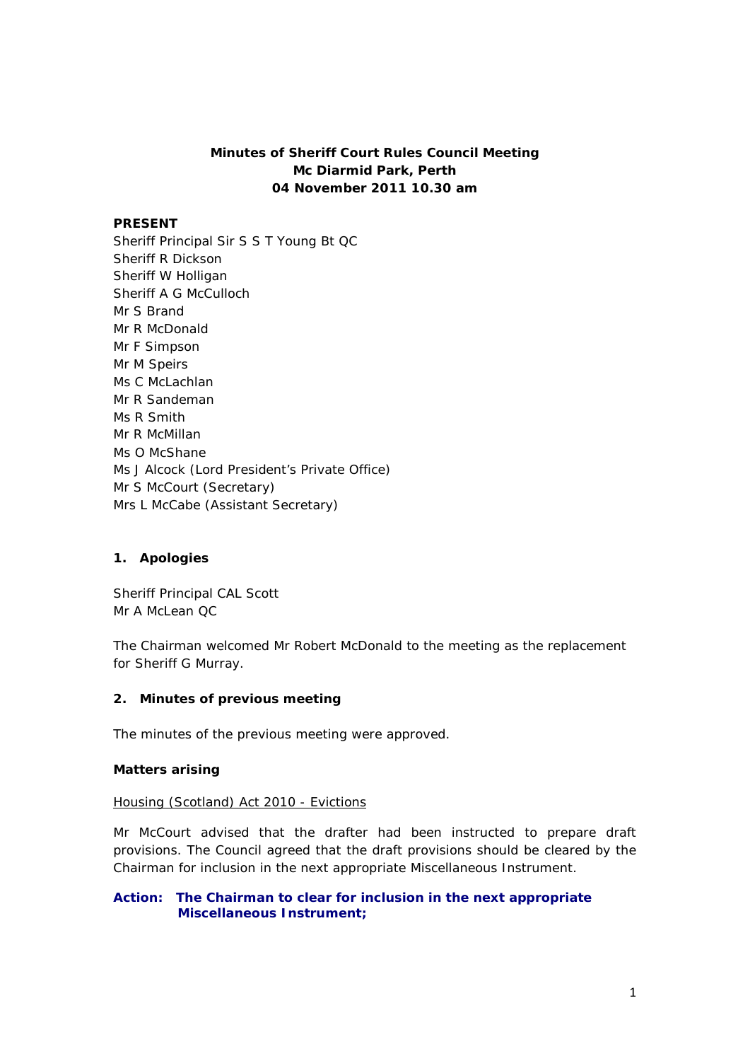**Minutes of Sheriff Court Rules Council Meeting**
**Mc Diarmid Park, Perth**
**04 November 2011 10.30 am**

**PRESENT**

Sheriff Principal Sir S S T Young Bt QC
Sheriff R Dickson
Sheriff W Holligan
Sheriff A G McCulloch
Mr S Brand
Mr R McDonald
Mr F Simpson
Mr M Speirs
Ms C McLachlan
Mr R Sandeman
Ms R Smith
Mr R McMillan
Ms O McShane
Ms J Alcock (Lord President's Private Office)
Mr S McCourt (Secretary)
Mrs L McCabe (Assistant Secretary)

## 1. Apologies

Sheriff Principal CAL Scott
Mr A McLean QC

The Chairman welcomed Mr Robert McDonald to the meeting as the replacement for Sheriff G Murray.

## 2. Minutes of previous meeting

The minutes of the previous meeting were approved.

### Matters arising

Housing (Scotland) Act 2010 - Evictions

Mr McCourt advised that the drafter had been instructed to prepare draft provisions. The Council agreed that the draft provisions should be cleared by the Chairman for inclusion in the next appropriate Miscellaneous Instrument.

**Action: The Chairman to clear for inclusion in the next appropriate Miscellaneous Instrument;**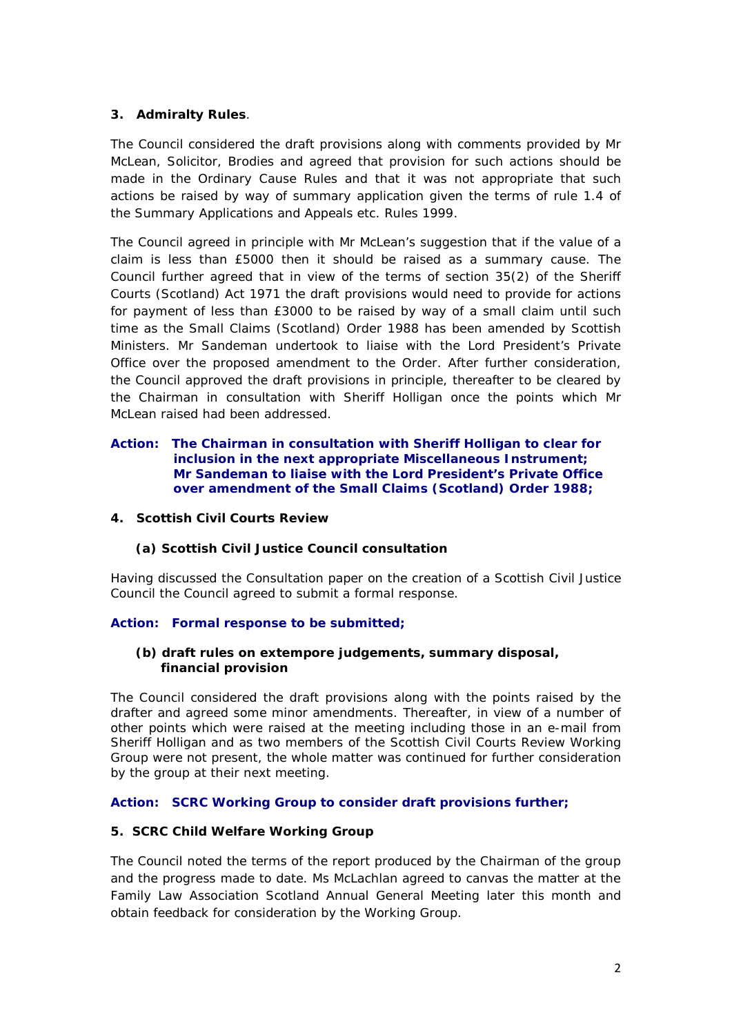### 3. Admiralty Rules.

The Council considered the draft provisions along with comments provided by Mr McLean, Solicitor, Brodies and agreed that provision for such actions should be made in the Ordinary Cause Rules and that it was not appropriate that such actions be raised by way of summary application given the terms of rule 1.4 of the Summary Applications and Appeals etc. Rules 1999.

The Council agreed in principle with Mr McLean's suggestion that if the value of a claim is less than £5000 then it should be raised as a summary cause. The Council further agreed that in view of the terms of section 35(2) of the Sheriff Courts (Scotland) Act 1971 the draft provisions would need to provide for actions for payment of less than £3000 to be raised by way of a small claim until such time as the Small Claims (Scotland) Order 1988 has been amended by Scottish Ministers. Mr Sandeman undertook to liaise with the Lord President's Private Office over the proposed amendment to the Order. After further consideration, the Council approved the draft provisions in principle, thereafter to be cleared by the Chairman in consultation with Sheriff Holligan once the points which Mr McLean raised had been addressed.

**Action: The Chairman in consultation with Sheriff Holligan to clear for inclusion in the next appropriate Miscellaneous Instrument; Mr Sandeman to liaise with the Lord President's Private Office over amendment of the Small Claims (Scotland) Order 1988;**

### 4. Scottish Civil Courts Review

#### (a) Scottish Civil Justice Council consultation

Having discussed the Consultation paper on the creation of a Scottish Civil Justice Council the Council agreed to submit a formal response.

**Action: Formal response to be submitted;**

#### (b) draft rules on extempore judgements, summary disposal, financial provision

The Council considered the draft provisions along with the points raised by the drafter and agreed some minor amendments. Thereafter, in view of a number of other points which were raised at the meeting including those in an e-mail from Sheriff Holligan and as two members of the Scottish Civil Courts Review Working Group were not present, the whole matter was continued for further consideration by the group at their next meeting.

**Action: SCRC Working Group to consider draft provisions further;**

### 5. SCRC Child Welfare Working Group

The Council noted the terms of the report produced by the Chairman of the group and the progress made to date. Ms McLachlan agreed to canvas the matter at the Family Law Association Scotland Annual General Meeting later this month and obtain feedback for consideration by the Working Group.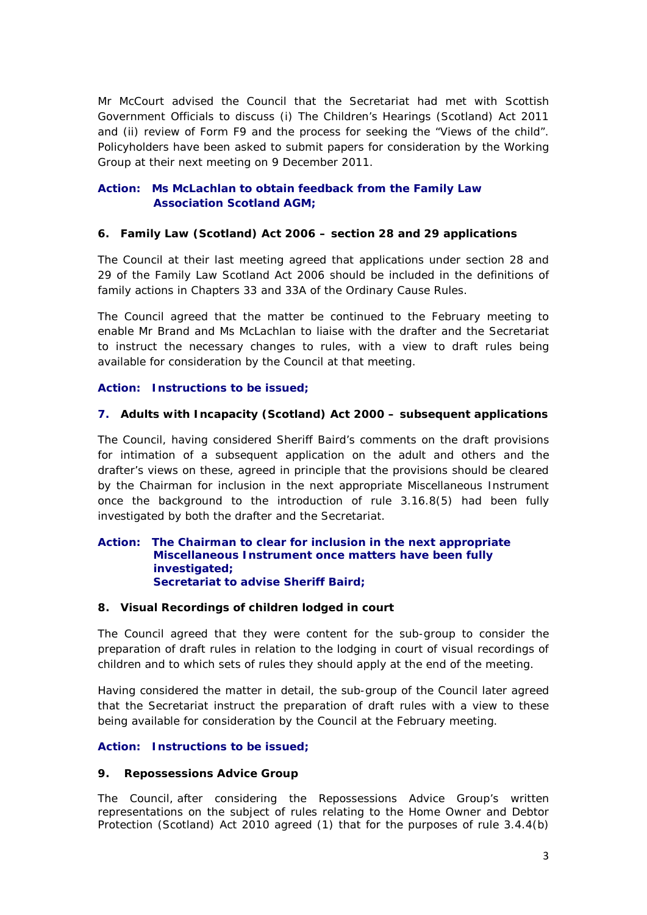Mr McCourt advised the Council that the Secretariat had met with Scottish Government Officials to discuss (i) The Children's Hearings (Scotland) Act 2011 and (ii) review of Form F9 and the process for seeking the "Views of the child". Policyholders have been asked to submit papers for consideration by the Working Group at their next meeting on 9 December 2011.

**Action: Ms McLachlan to obtain feedback from the Family Law Association Scotland AGM;**

**6. Family Law (Scotland) Act 2006 – section 28 and 29 applications**

The Council at their last meeting agreed that applications under section 28 and 29 of the Family Law Scotland Act 2006 should be included in the definitions of family actions in Chapters 33 and 33A of the Ordinary Cause Rules.

The Council agreed that the matter be continued to the February meeting to enable Mr Brand and Ms McLachlan to liaise with the drafter and the Secretariat to instruct the necessary changes to rules, with a view to draft rules being available for consideration by the Council at that meeting.

**Action: Instructions to be issued;**

**7. Adults with Incapacity (Scotland) Act 2000 – subsequent applications**

The Council, having considered Sheriff Baird's comments on the draft provisions for intimation of a subsequent application on the adult and others and the drafter's views on these, agreed in principle that the provisions should be cleared by the Chairman for inclusion in the next appropriate Miscellaneous Instrument once the background to the introduction of rule 3.16.8(5) had been fully investigated by both the drafter and the Secretariat.

**Action: The Chairman to clear for inclusion in the next appropriate Miscellaneous Instrument once matters have been fully investigated;**
**Secretariat to advise Sheriff Baird;**

**8. Visual Recordings of children lodged in court**

The Council agreed that they were content for the sub-group to consider the preparation of draft rules in relation to the lodging in court of visual recordings of children and to which sets of rules they should apply at the end of the meeting.

Having considered the matter in detail, the sub-group of the Council later agreed that the Secretariat instruct the preparation of draft rules with a view to these being available for consideration by the Council at the February meeting.

**Action: Instructions to be issued;**

**9. Repossessions Advice Group**

The Council, after considering the Repossessions Advice Group's written representations on the subject of rules relating to the Home Owner and Debtor Protection (Scotland) Act 2010 agreed (1) that for the purposes of rule 3.4.4(b)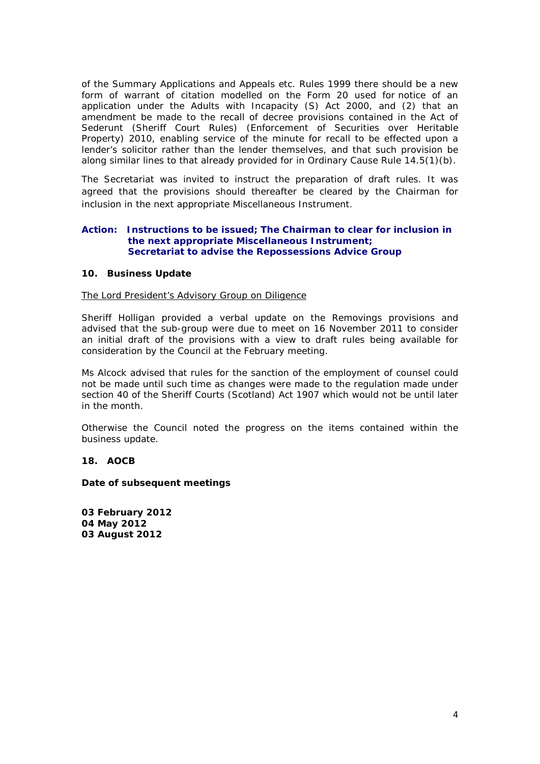of the Summary Applications and Appeals etc. Rules 1999 there should be a new form of warrant of citation modelled on the Form 20 used for notice of an application under the Adults with Incapacity (S) Act 2000, and (2) that an amendment be made to the recall of decree provisions contained in the Act of Sederunt (Sheriff Court Rules) (Enforcement of Securities over Heritable Property) 2010, enabling service of the minute for recall to be effected upon a lender's solicitor rather than the lender themselves, and that such provision be along similar lines to that already provided for in Ordinary Cause Rule 14.5(1)(b).

The Secretariat was invited to instruct the preparation of draft rules. It was agreed that the provisions should thereafter be cleared by the Chairman for inclusion in the next appropriate Miscellaneous Instrument.

**Action: Instructions to be issued; The Chairman to clear for inclusion in the next appropriate Miscellaneous Instrument; Secretariat to advise the Repossessions Advice Group**

**10. Business Update**

The Lord President's Advisory Group on Diligence

Sheriff Holligan provided a verbal update on the Removings provisions and advised that the sub-group were due to meet on 16 November 2011 to consider an initial draft of the provisions with a view to draft rules being available for consideration by the Council at the February meeting.

Ms Alcock advised that rules for the sanction of the employment of counsel could not be made until such time as changes were made to the regulation made under section 40 of the Sheriff Courts (Scotland) Act 1907 which would not be until later in the month.

Otherwise the Council noted the progress on the items contained within the business update.

**18. AOCB**

**Date of subsequent meetings**

**03 February 2012**
**04 May 2012**
**03 August 2012**